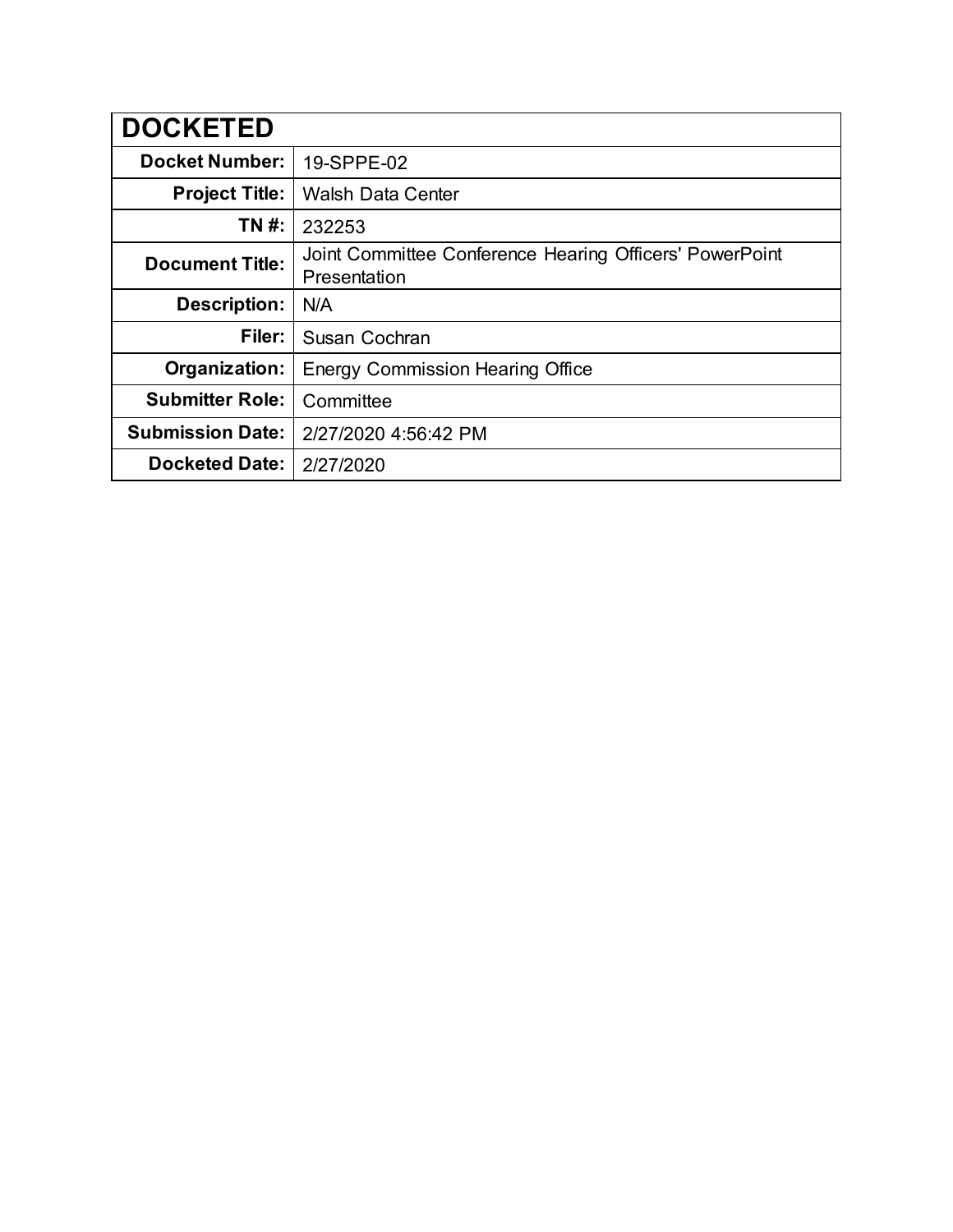| DOCKETED | |
|---|---|
| **Docket Number:** | 19-SPPE-02 |
| **Project Title:** | Walsh Data Center |
| **TN #:** | 232253 |
| **Document Title:** | Joint Committee Conference Hearing Officers' PowerPoint Presentation |
| **Description:** | N/A |
| **Filer:** | Susan Cochran |
| **Organization:** | Energy Commission Hearing Office |
| **Submitter Role:** | Committee |
| **Submission Date:** | 2/27/2020 4:56:42 PM |
| **Docketed Date:** | 2/27/2020 |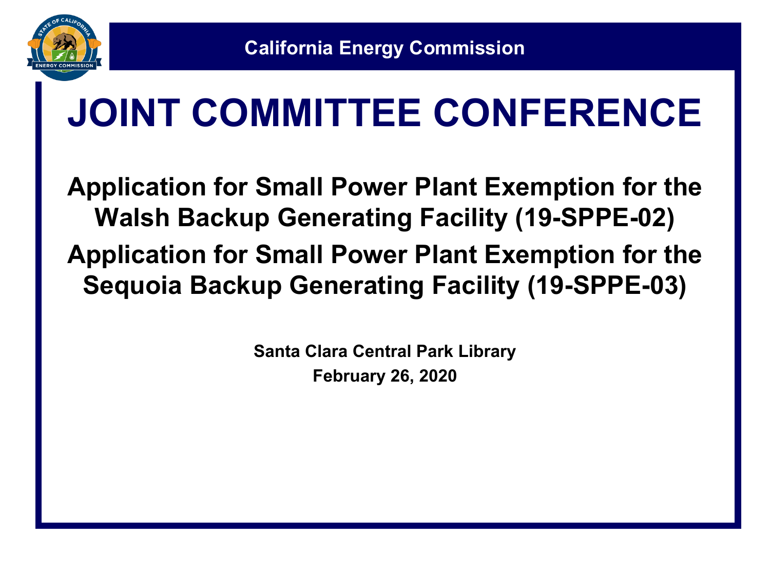California Energy Commission

# JOINT COMMITTEE CONFERENCE

## Application for Small Power Plant Exemption for the Walsh Backup Generating Facility (19-SPPE-02)

## Application for Small Power Plant Exemption for the Sequoia Backup Generating Facility (19-SPPE-03)

**Santa Clara Central Park Library**

**February 26, 2020**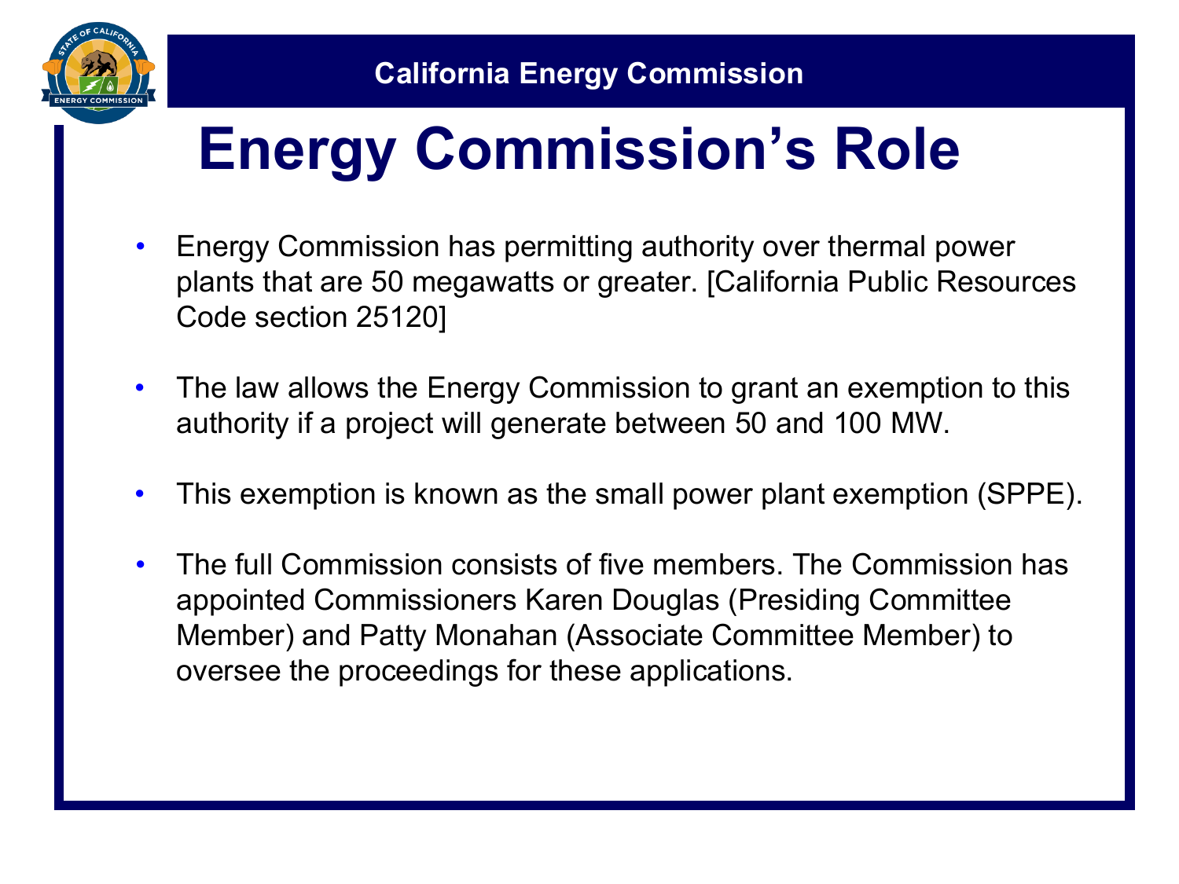California Energy Commission

# Energy Commission's Role

- Energy Commission has permitting authority over thermal power plants that are 50 megawatts or greater. [California Public Resources Code section 25120]
- The law allows the Energy Commission to grant an exemption to this authority if a project will generate between 50 and 100 MW.
- This exemption is known as the small power plant exemption (SPPE).
- The full Commission consists of five members. The Commission has appointed Commissioners Karen Douglas (Presiding Committee Member) and Patty Monahan (Associate Committee Member) to oversee the proceedings for these applications.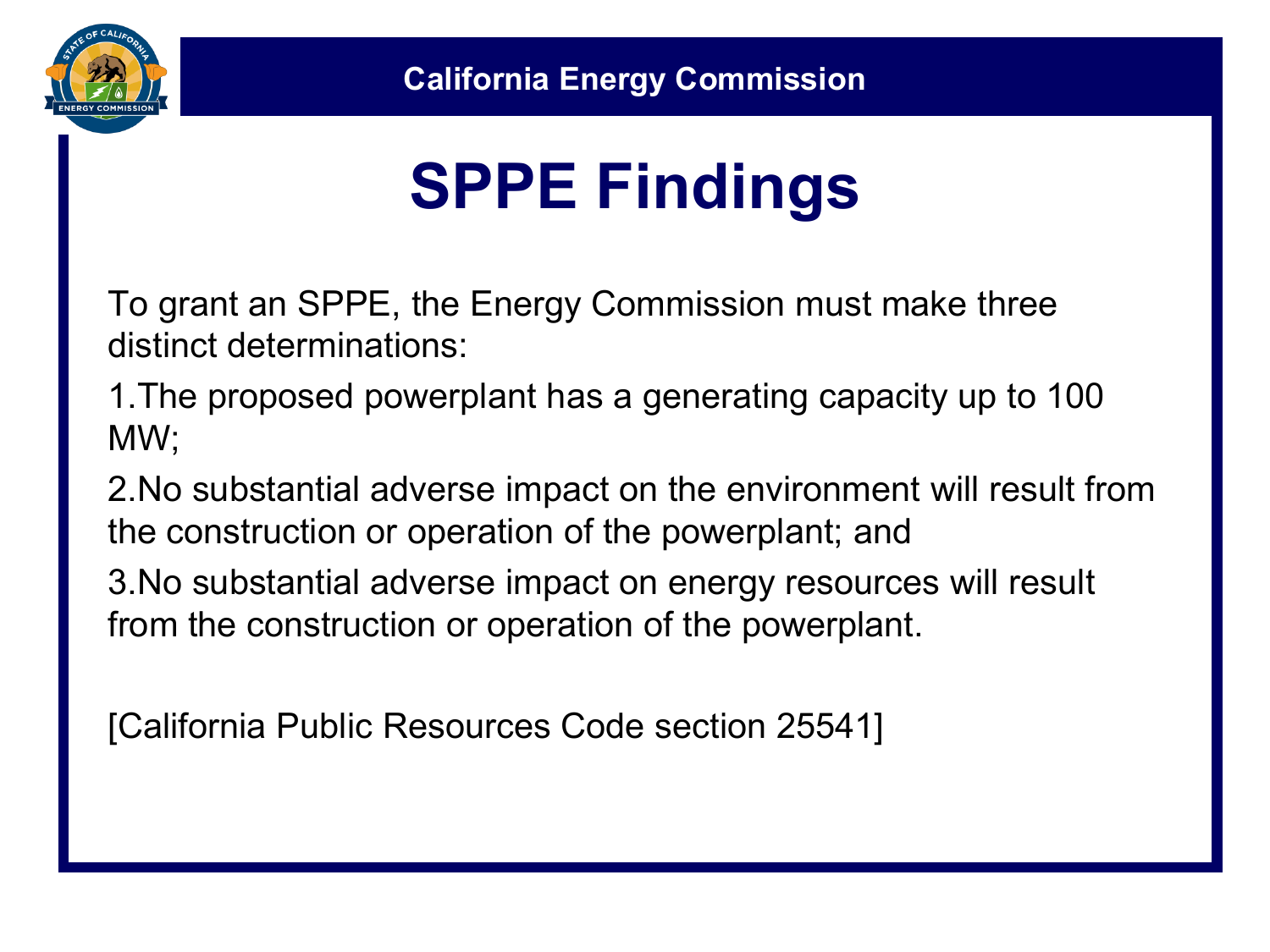# SPPE Findings

To grant an SPPE, the Energy Commission must make three distinct determinations:

1. The proposed powerplant has a generating capacity up to 100 MW;
2. No substantial adverse impact on the environment will result from the construction or operation of the powerplant; and
3. No substantial adverse impact on energy resources will result from the construction or operation of the powerplant.

[California Public Resources Code section 25541]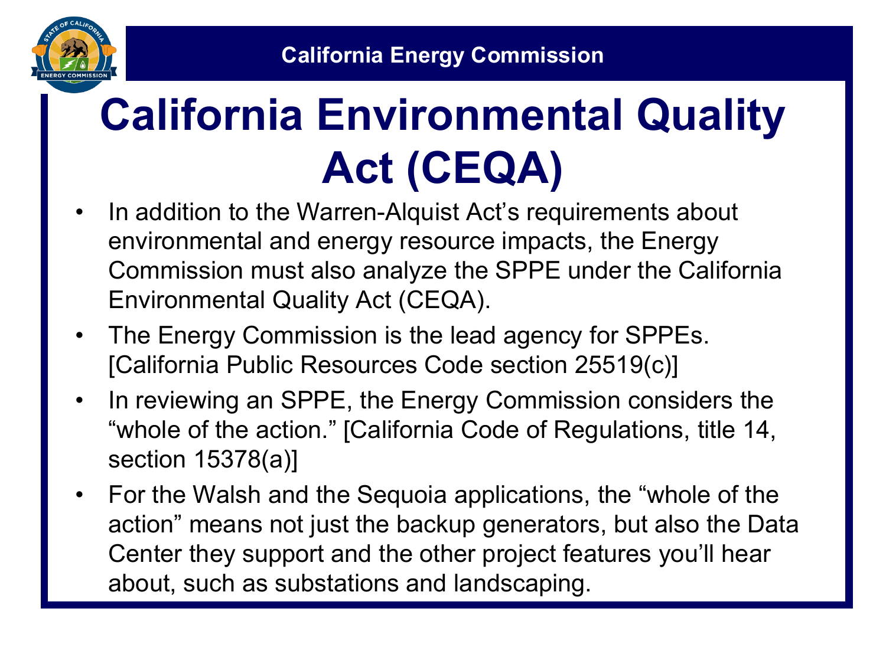# California Environmental Quality Act (CEQA)

- In addition to the Warren-Alquist Act's requirements about environmental and energy resource impacts, the Energy Commission must also analyze the SPPE under the California Environmental Quality Act (CEQA).
- The Energy Commission is the lead agency for SPPEs. [California Public Resources Code section 25519(c)]
- In reviewing an SPPE, the Energy Commission considers the "whole of the action." [California Code of Regulations, title 14, section 15378(a)]
- For the Walsh and the Sequoia applications, the "whole of the action" means not just the backup generators, but also the Data Center they support and the other project features you'll hear about, such as substations and landscaping.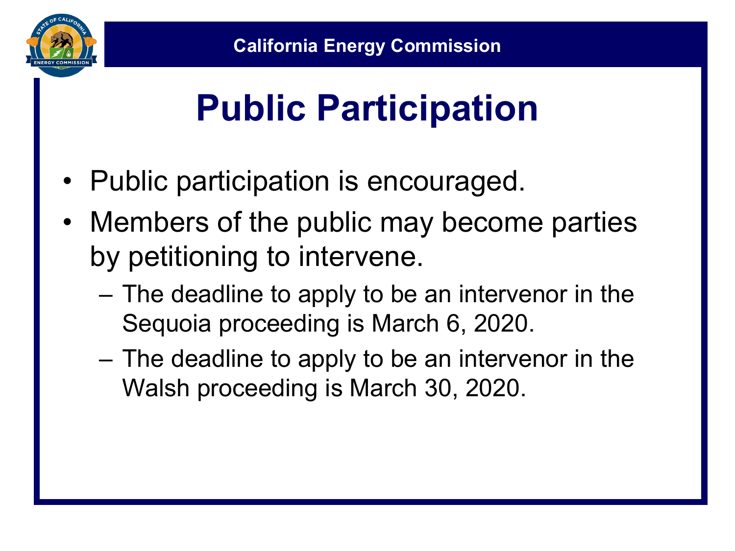# Public Participation

- Public participation is encouraged.
- Members of the public may become parties by petitioning to intervene.
  - The deadline to apply to be an intervenor in the Sequoia proceeding is March 6, 2020.
  - The deadline to apply to be an intervenor in the Walsh proceeding is March 30, 2020.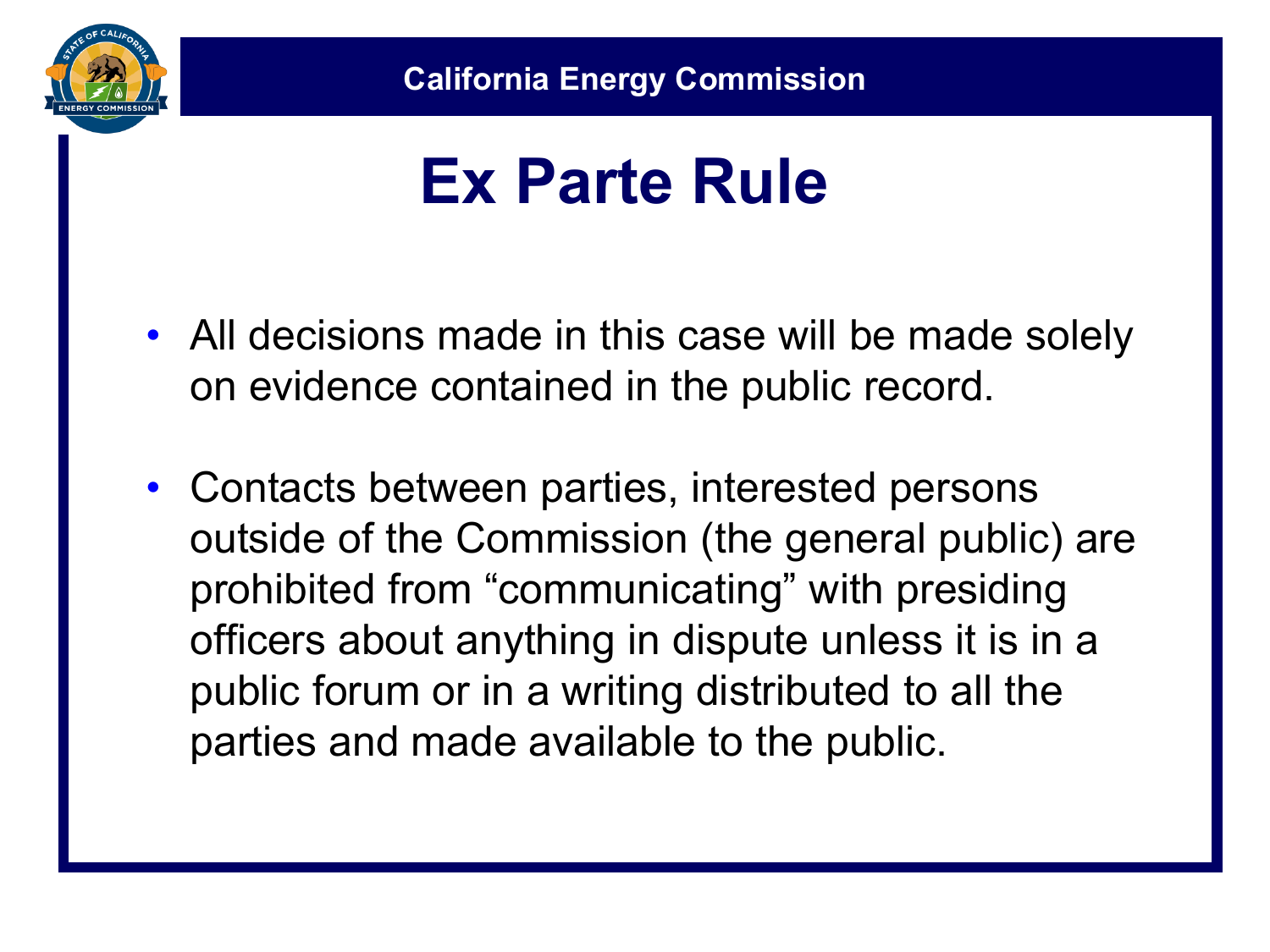California Energy Commission

# Ex Parte Rule

- All decisions made in this case will be made solely on evidence contained in the public record.
- Contacts between parties, interested persons outside of the Commission (the general public) are prohibited from “communicating” with presiding officers about anything in dispute unless it is in a public forum or in a writing distributed to all the parties and made available to the public.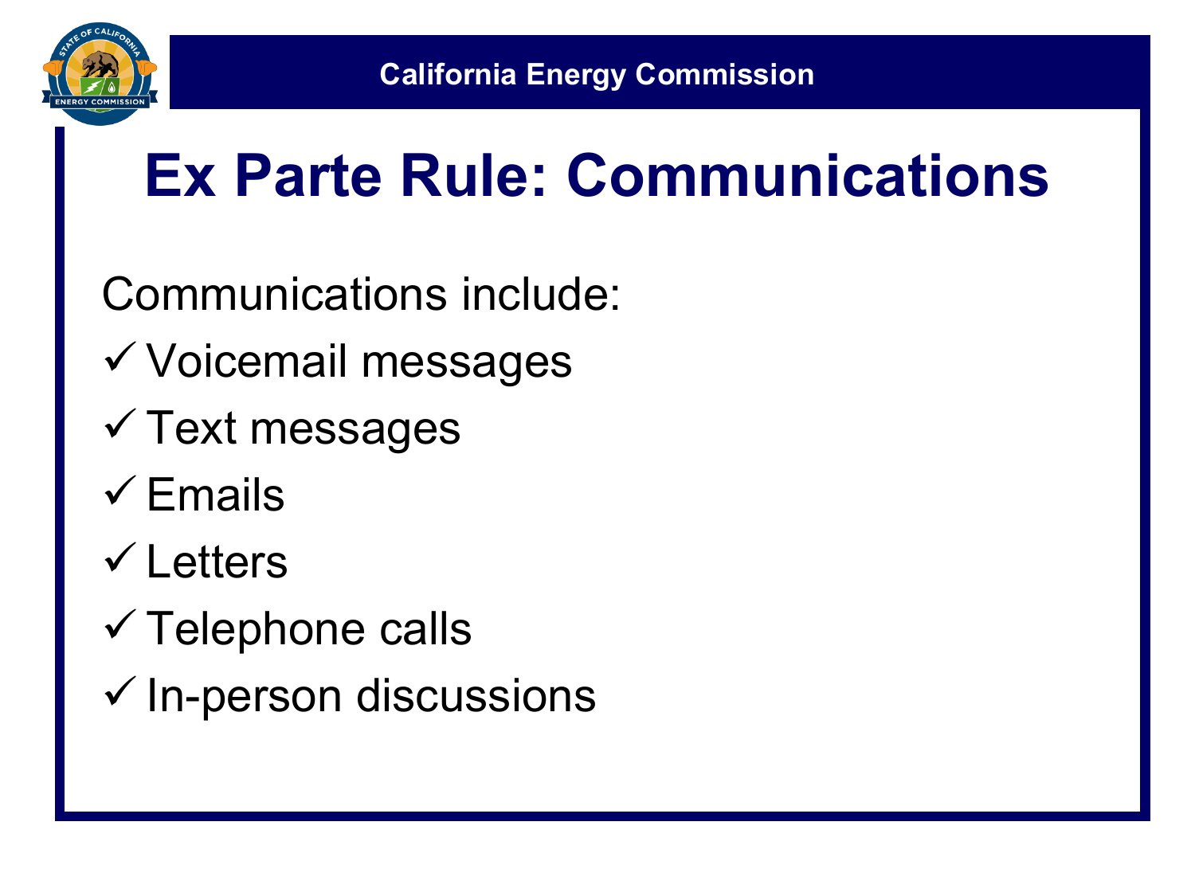# Ex Parte Rule: Communications

Communications include:

- ✓ Voicemail messages
- ✓ Text messages
- ✓ Emails
- ✓ Letters
- ✓ Telephone calls
- ✓ In-person discussions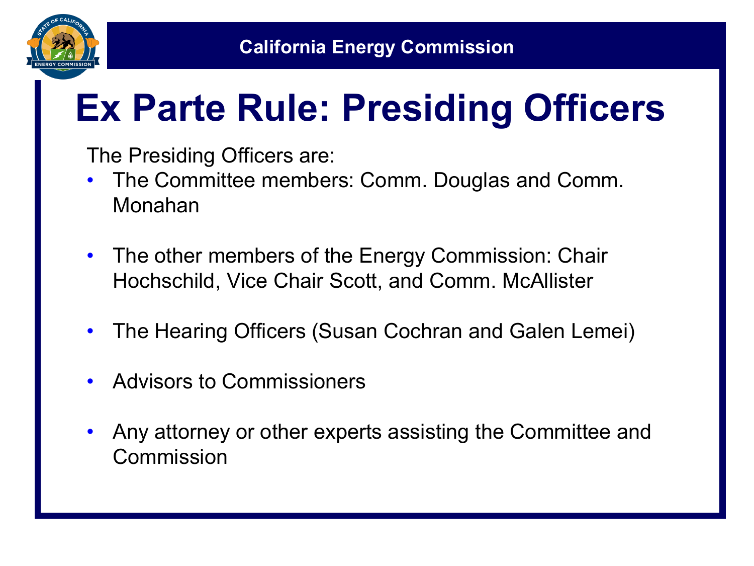# Ex Parte Rule: Presiding Officers

The Presiding Officers are:

- The Committee members: Comm. Douglas and Comm. Monahan
- The other members of the Energy Commission: Chair Hochschild, Vice Chair Scott, and Comm. McAllister
- The Hearing Officers (Susan Cochran and Galen Lemei)
- Advisors to Commissioners
- Any attorney or other experts assisting the Committee and Commission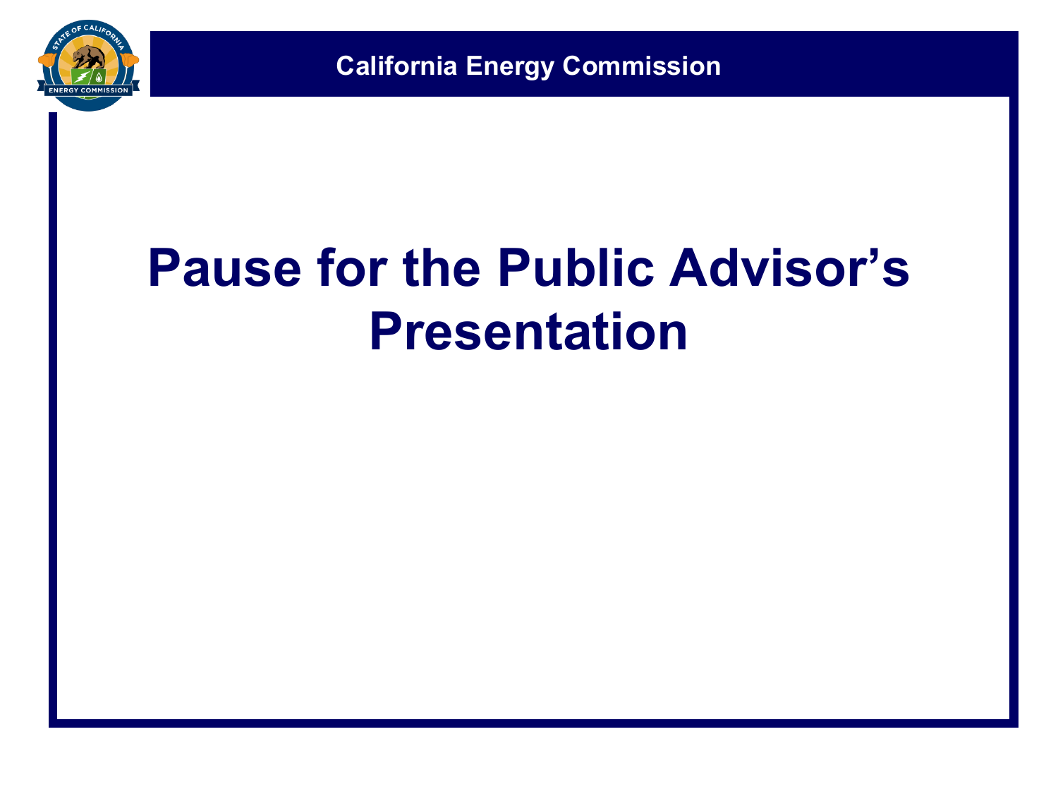# Pause for the Public Advisor's Presentation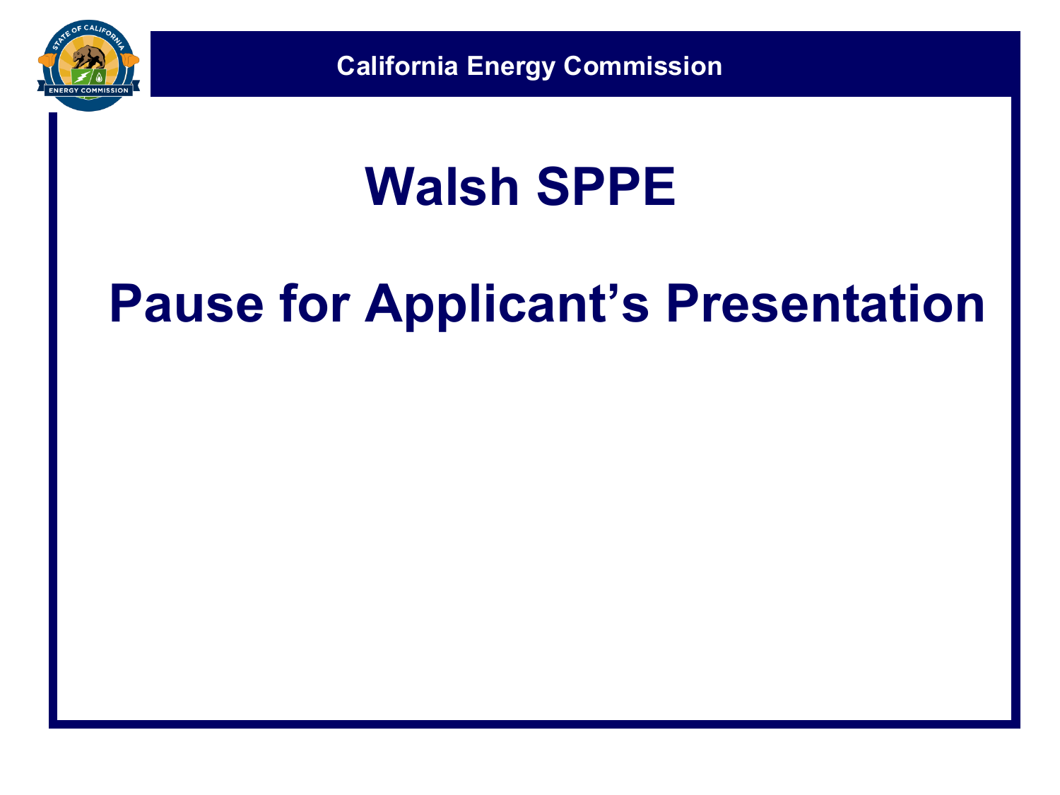# Walsh SPPE

# Pause for Applicant's Presentation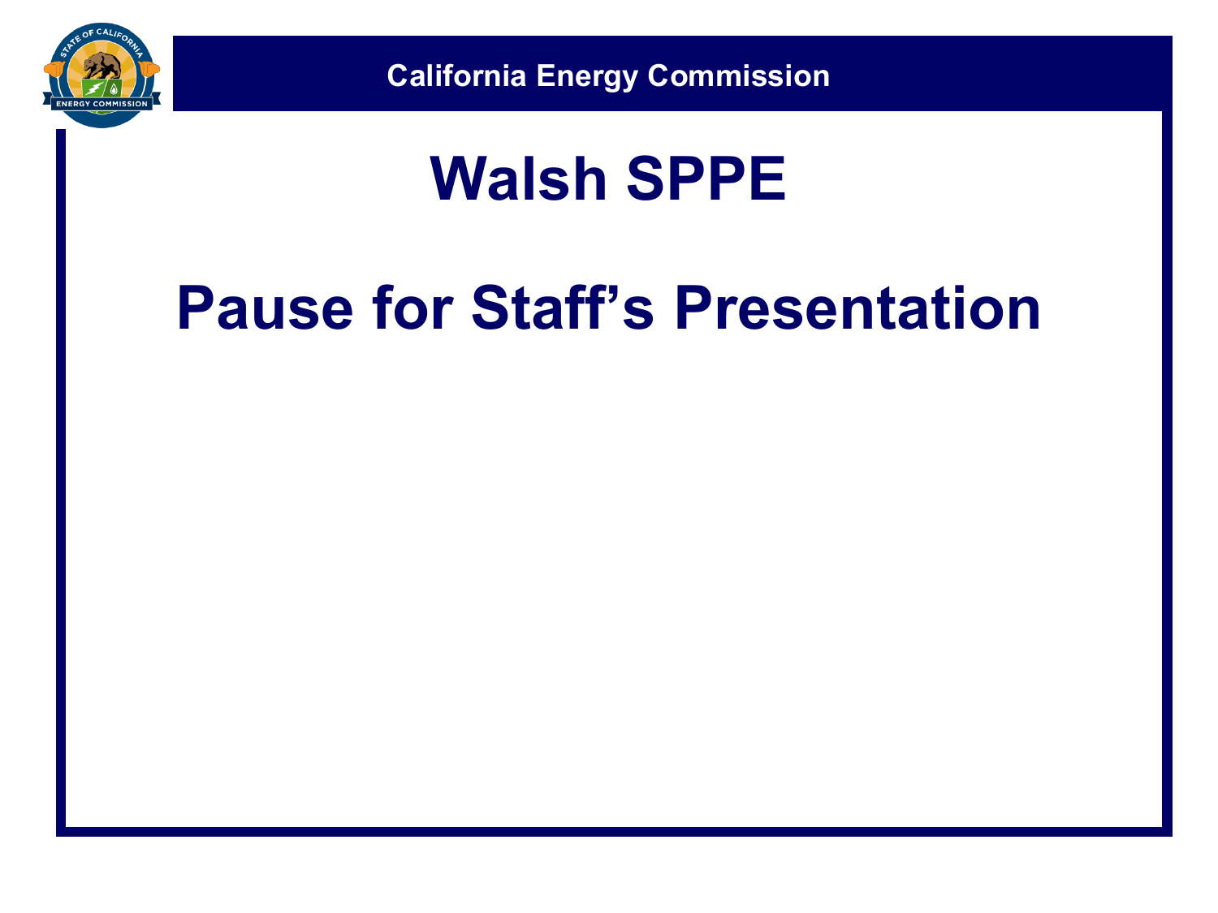# Walsh SPPE

# Pause for Staff's Presentation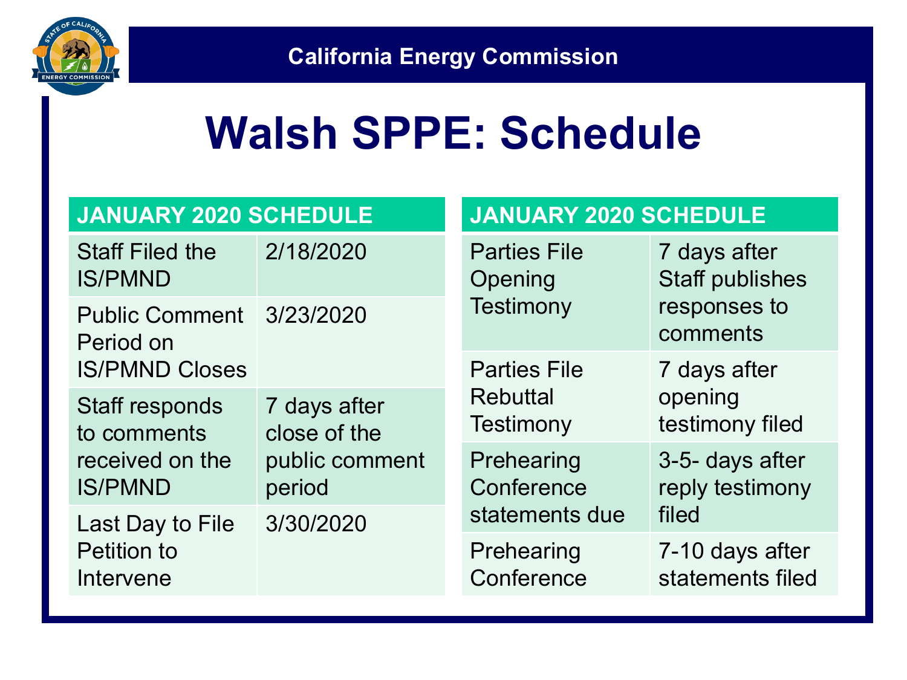California Energy Commission

# Walsh SPPE: Schedule

| JANUARY 2020 SCHEDULE | |
|---|---|
| Staff Filed the IS/PMND | 2/18/2020 |
| Public Comment Period on IS/PMND Closes | 3/23/2020 |
| Staff responds to comments received on the IS/PMND | 7 days after close of the public comment period |
| Last Day to File Petition to Intervene | 3/30/2020 |

| JANUARY 2020 SCHEDULE | |
|---|---|
| Parties File Opening Testimony | 7 days after Staff publishes responses to comments |
| Parties File Rebuttal Testimony | 7 days after opening testimony filed |
| Prehearing Conference statements due | 3-5- days after reply testimony filed |
| Prehearing Conference | 7-10 days after statements filed |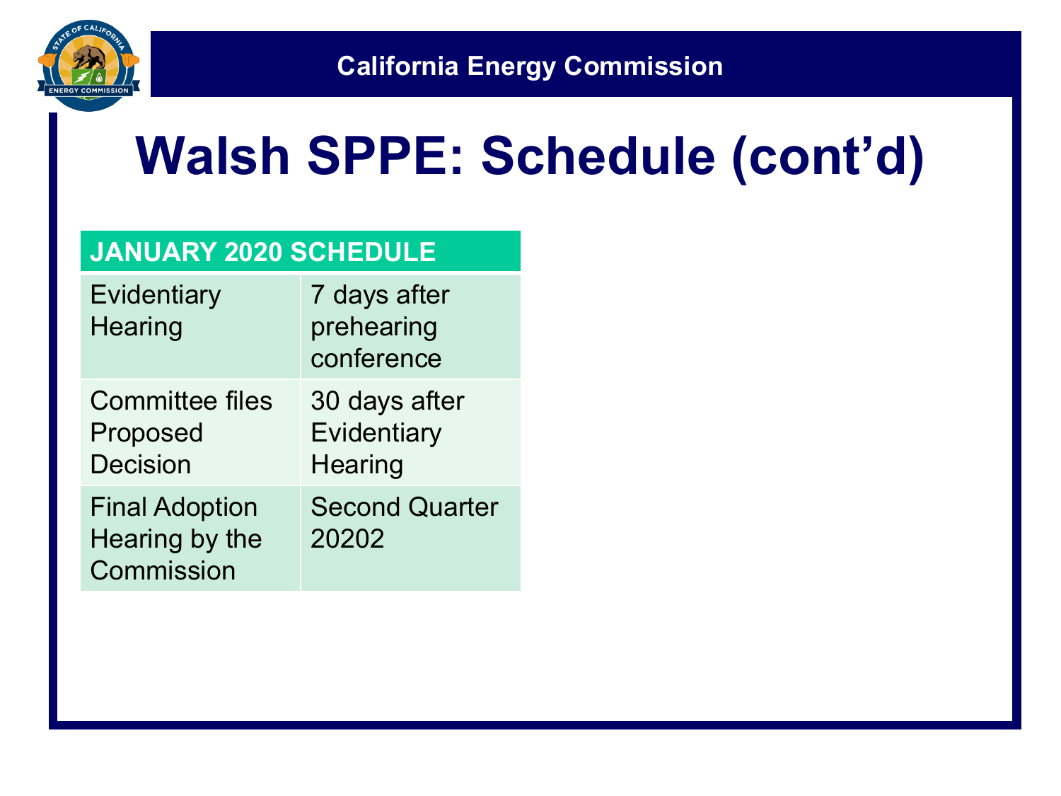# Walsh SPPE: Schedule (cont'd)

| JANUARY 2020 SCHEDULE | |
|---|---|
| Evidentiary Hearing | 7 days after prehearing conference |
| Committee files Proposed Decision | 30 days after Evidentiary Hearing |
| Final Adoption Hearing by the Commission | Second Quarter 20202 |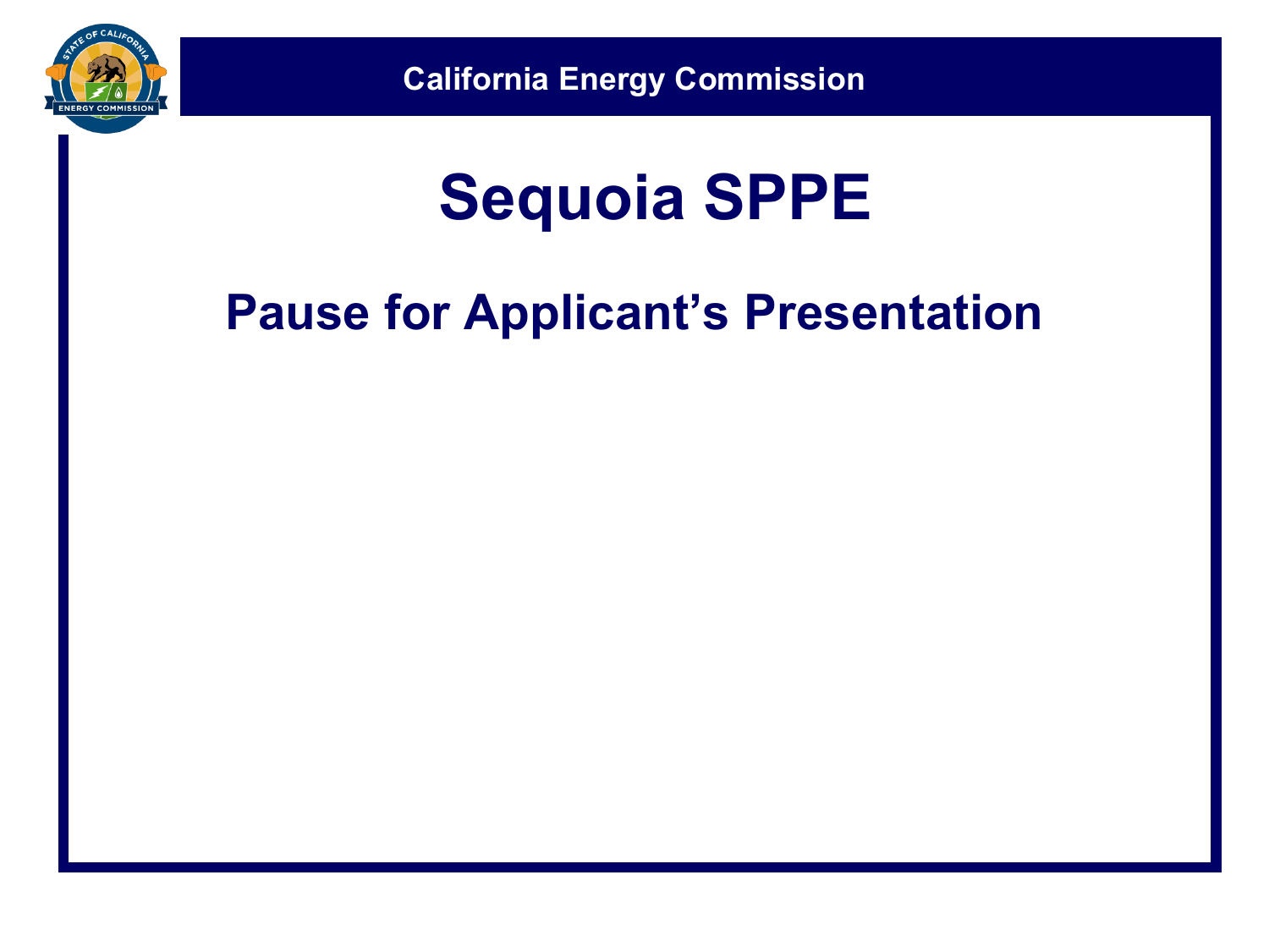# Sequoia SPPE

## Pause for Applicant's Presentation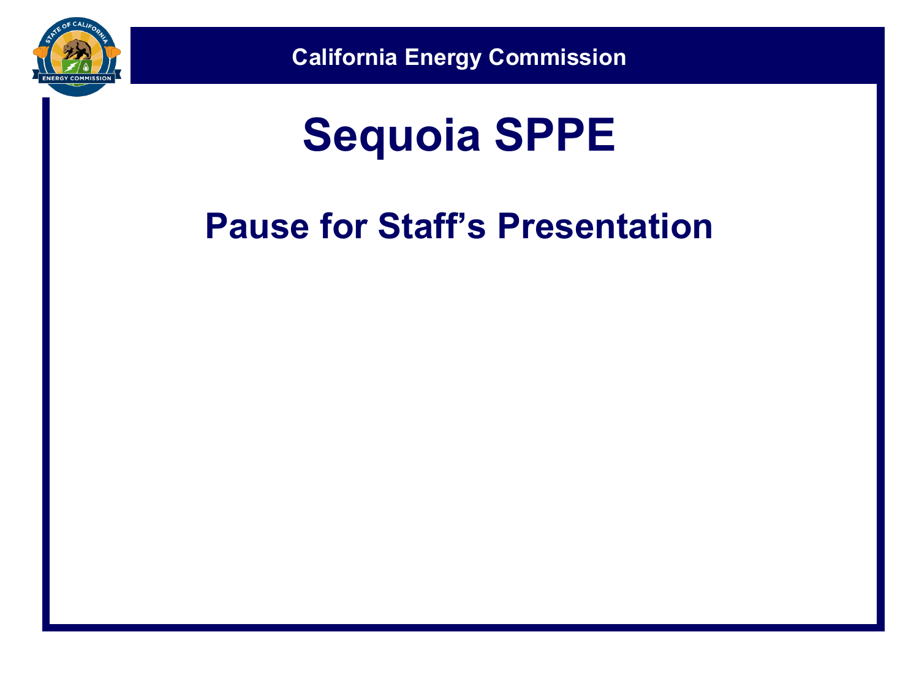# Sequoia SPPE

## Pause for Staff’s Presentation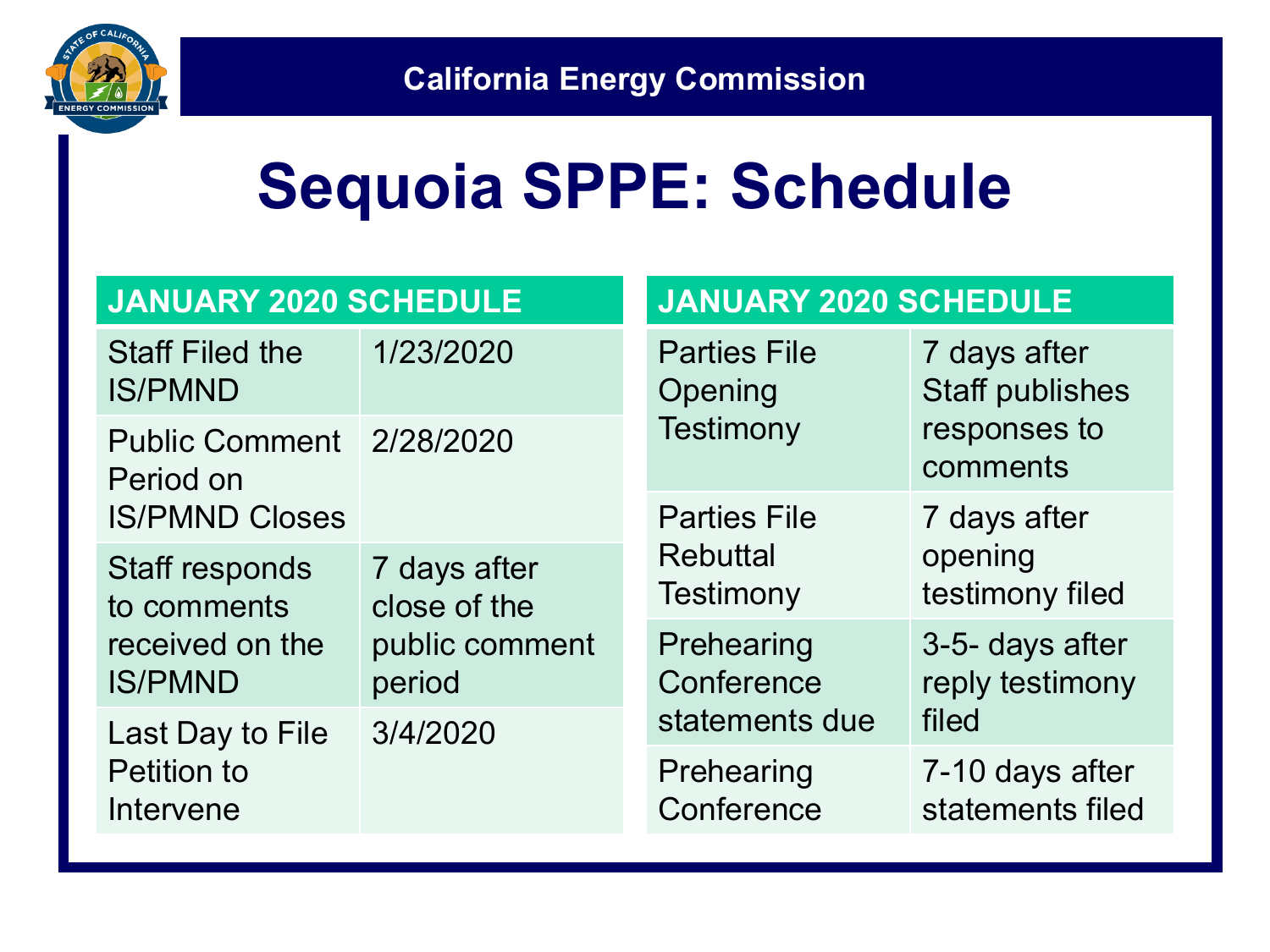California Energy Commission

# Sequoia SPPE: Schedule

| JANUARY 2020 SCHEDULE | |
|---|---|
| Staff Filed the IS/PMND | 1/23/2020 |
| Public Comment Period on IS/PMND Closes | 2/28/2020 |
| Staff responds to comments received on the IS/PMND | 7 days after close of the public comment period |
| Last Day to File Petition to Intervene | 3/4/2020 |

| JANUARY 2020 SCHEDULE | |
|---|---|
| Parties File Opening Testimony | 7 days after Staff publishes responses to comments |
| Parties File Rebuttal Testimony | 7 days after opening testimony filed |
| Prehearing Conference statements due | 3-5- days after reply testimony filed |
| Prehearing Conference | 7-10 days after statements filed |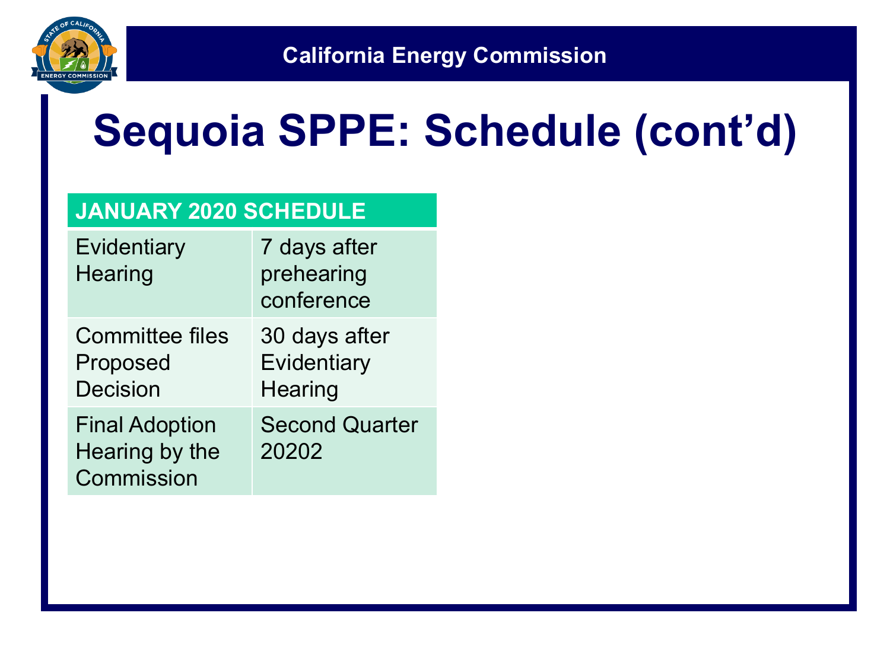# Sequoia SPPE: Schedule (cont'd)

| JANUARY 2020 SCHEDULE | |
|---|---|
| Evidentiary Hearing | 7 days after prehearing conference |
| Committee files Proposed Decision | 30 days after Evidentiary Hearing |
| Final Adoption Hearing by the Commission | Second Quarter 20202 |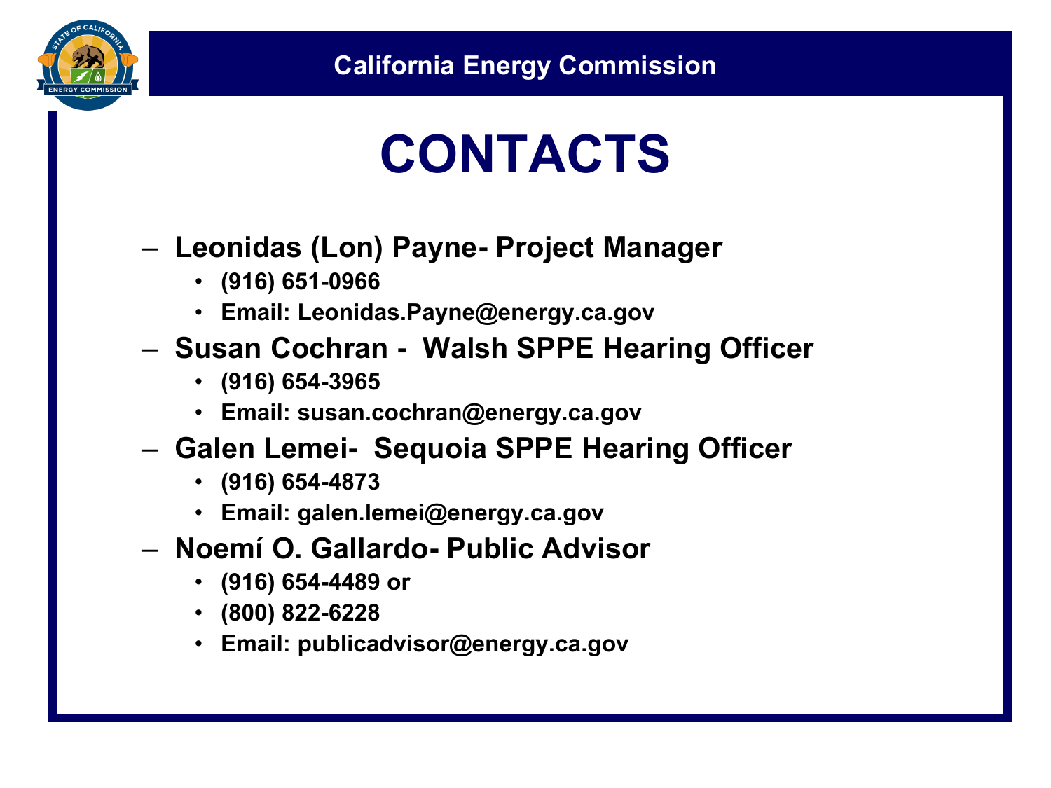# CONTACTS

- **Leonidas (Lon) Payne- Project Manager**
  - **(916) 651-0966**
  - **Email: Leonidas.Payne@energy.ca.gov**
- **Susan Cochran - Walsh SPPE Hearing Officer**
  - **(916) 654-3965**
  - **Email: susan.cochran@energy.ca.gov**
- **Galen Lemei- Sequoia SPPE Hearing Officer**
  - **(916) 654-4873**
  - **Email: galen.lemei@energy.ca.gov**
- **Noemí O. Gallardo- Public Advisor**
  - **(916) 654-4489 or**
  - **(800) 822-6228**
  - **Email: publicadvisor@energy.ca.gov**